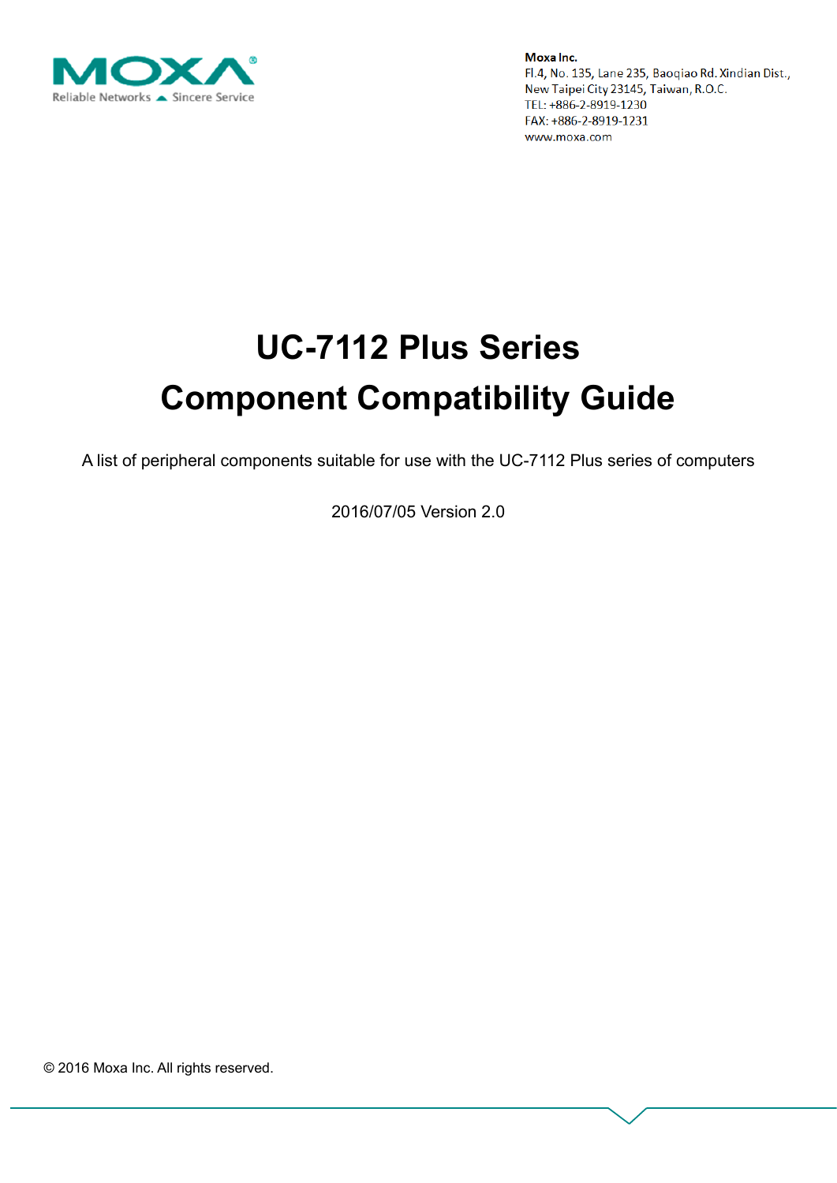MOXA®
Reliable Networks ▲ Sincere Service

**Moxa Inc.**
Fl.4, No. 135, Lane 235, Baoqiao Rd. Xindian Dist.,
New Taipei City 23145, Taiwan, R.O.C.
TEL: +886-2-8919-1230
FAX: +886-2-8919-1231
www.moxa.com

# UC-7112 Plus Series
# Component Compatibility Guide

A list of peripheral components suitable for use with the UC-7112 Plus series of computers

2016/07/05 Version 2.0

© 2016 Moxa Inc. All rights reserved.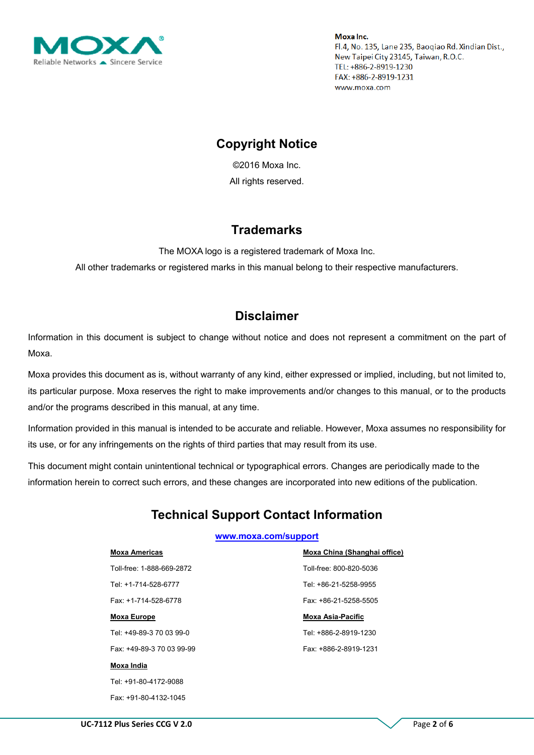**Moxa Inc.**
Fl.4, No. 135, Lane 235, Baoqiao Rd. Xindian Dist.,
New Taipei City 23145, Taiwan, R.O.C.
TEL: +886-2-8919-1230
FAX: +886-2-8919-1231
www.moxa.com

## Copyright Notice

©2016 Moxa Inc.

All rights reserved.

## Trademarks

The MOXA logo is a registered trademark of Moxa Inc.

All other trademarks or registered marks in this manual belong to their respective manufacturers.

## Disclaimer

Information in this document is subject to change without notice and does not represent a commitment on the part of Moxa.

Moxa provides this document as is, without warranty of any kind, either expressed or implied, including, but not limited to, its particular purpose. Moxa reserves the right to make improvements and/or changes to this manual, or to the products and/or the programs described in this manual, at any time.

Information provided in this manual is intended to be accurate and reliable. However, Moxa assumes no responsibility for its use, or for any infringements on the rights of third parties that may result from its use.

This document might contain unintentional technical or typographical errors. Changes are periodically made to the information herein to correct such errors, and these changes are incorporated into new editions of the publication.

## Technical Support Contact Information

**www.moxa.com/support**

**Moxa Americas**

Toll-free: 1-888-669-2872

Tel: +1-714-528-6777

Fax: +1-714-528-6778

**Moxa Europe**

Tel: +49-89-3 70 03 99-0

Fax: +49-89-3 70 03 99-99

**Moxa India**

Tel: +91-80-4172-9088

Fax: +91-80-4132-1045

**Moxa China (Shanghai office)**

Toll-free: 800-820-5036

Tel: +86-21-5258-9955

Fax: +86-21-5258-5505

**Moxa Asia-Pacific**

Tel: +886-2-8919-1230

Fax: +886-2-8919-1231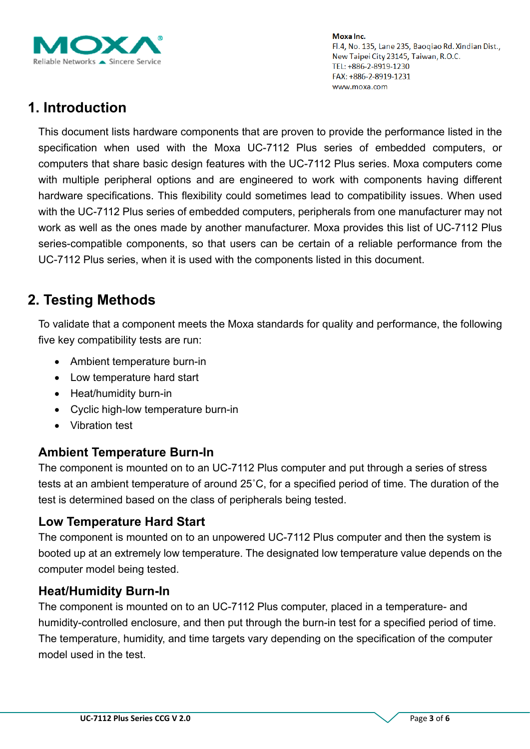# 1. Introduction

This document lists hardware components that are proven to provide the performance listed in the specification when used with the Moxa UC-7112 Plus series of embedded computers, or computers that share basic design features with the UC-7112 Plus series. Moxa computers come with multiple peripheral options and are engineered to work with components having different hardware specifications. This flexibility could sometimes lead to compatibility issues. When used with the UC-7112 Plus series of embedded computers, peripherals from one manufacturer may not work as well as the ones made by another manufacturer. Moxa provides this list of UC-7112 Plus series-compatible components, so that users can be certain of a reliable performance from the UC-7112 Plus series, when it is used with the components listed in this document.

# 2. Testing Methods

To validate that a component meets the Moxa standards for quality and performance, the following five key compatibility tests are run:

- Ambient temperature burn-in
- Low temperature hard start
- Heat/humidity burn-in
- Cyclic high-low temperature burn-in
- Vibration test

### Ambient Temperature Burn-In

The component is mounted on to an UC-7112 Plus computer and put through a series of stress tests at an ambient temperature of around 25˚C, for a specified period of time. The duration of the test is determined based on the class of peripherals being tested.

### Low Temperature Hard Start

The component is mounted on to an unpowered UC-7112 Plus computer and then the system is booted up at an extremely low temperature. The designated low temperature value depends on the computer model being tested.

### Heat/Humidity Burn-In

The component is mounted on to an UC-7112 Plus computer, placed in a temperature- and humidity-controlled enclosure, and then put through the burn-in test for a specified period of time. The temperature, humidity, and time targets vary depending on the specification of the computer model used in the test.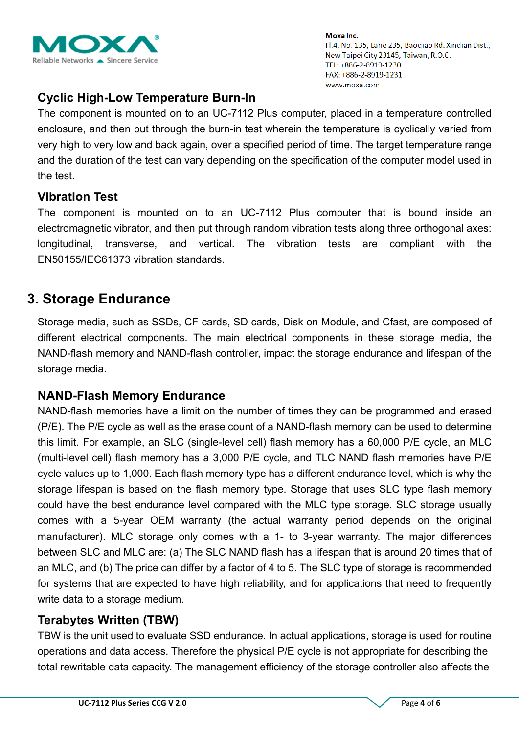### Cyclic High-Low Temperature Burn-In

The component is mounted on to an UC-7112 Plus computer, placed in a temperature controlled enclosure, and then put through the burn-in test wherein the temperature is cyclically varied from very high to very low and back again, over a specified period of time. The target temperature range and the duration of the test can vary depending on the specification of the computer model used in the test.

### Vibration Test

The component is mounted on to an UC-7112 Plus computer that is bound inside an electromagnetic vibrator, and then put through random vibration tests along three orthogonal axes: longitudinal, transverse, and vertical. The vibration tests are compliant with the EN50155/IEC61373 vibration standards.

## 3. Storage Endurance

Storage media, such as SSDs, CF cards, SD cards, Disk on Module, and Cfast, are composed of different electrical components. The main electrical components in these storage media, the NAND-flash memory and NAND-flash controller, impact the storage endurance and lifespan of the storage media.

### NAND-Flash Memory Endurance

NAND-flash memories have a limit on the number of times they can be programmed and erased (P/E). The P/E cycle as well as the erase count of a NAND-flash memory can be used to determine this limit. For example, an SLC (single-level cell) flash memory has a 60,000 P/E cycle, an MLC (multi-level cell) flash memory has a 3,000 P/E cycle, and TLC NAND flash memories have P/E cycle values up to 1,000. Each flash memory type has a different endurance level, which is why the storage lifespan is based on the flash memory type. Storage that uses SLC type flash memory could have the best endurance level compared with the MLC type storage. SLC storage usually comes with a 5-year OEM warranty (the actual warranty period depends on the original manufacturer). MLC storage only comes with a 1- to 3-year warranty. The major differences between SLC and MLC are: (a) The SLC NAND flash has a lifespan that is around 20 times that of an MLC, and (b) The price can differ by a factor of 4 to 5. The SLC type of storage is recommended for systems that are expected to have high reliability, and for applications that need to frequently write data to a storage medium.

### Terabytes Written (TBW)

TBW is the unit used to evaluate SSD endurance. In actual applications, storage is used for routine operations and data access. Therefore the physical P/E cycle is not appropriate for describing the total rewritable data capacity. The management efficiency of the storage controller also affects the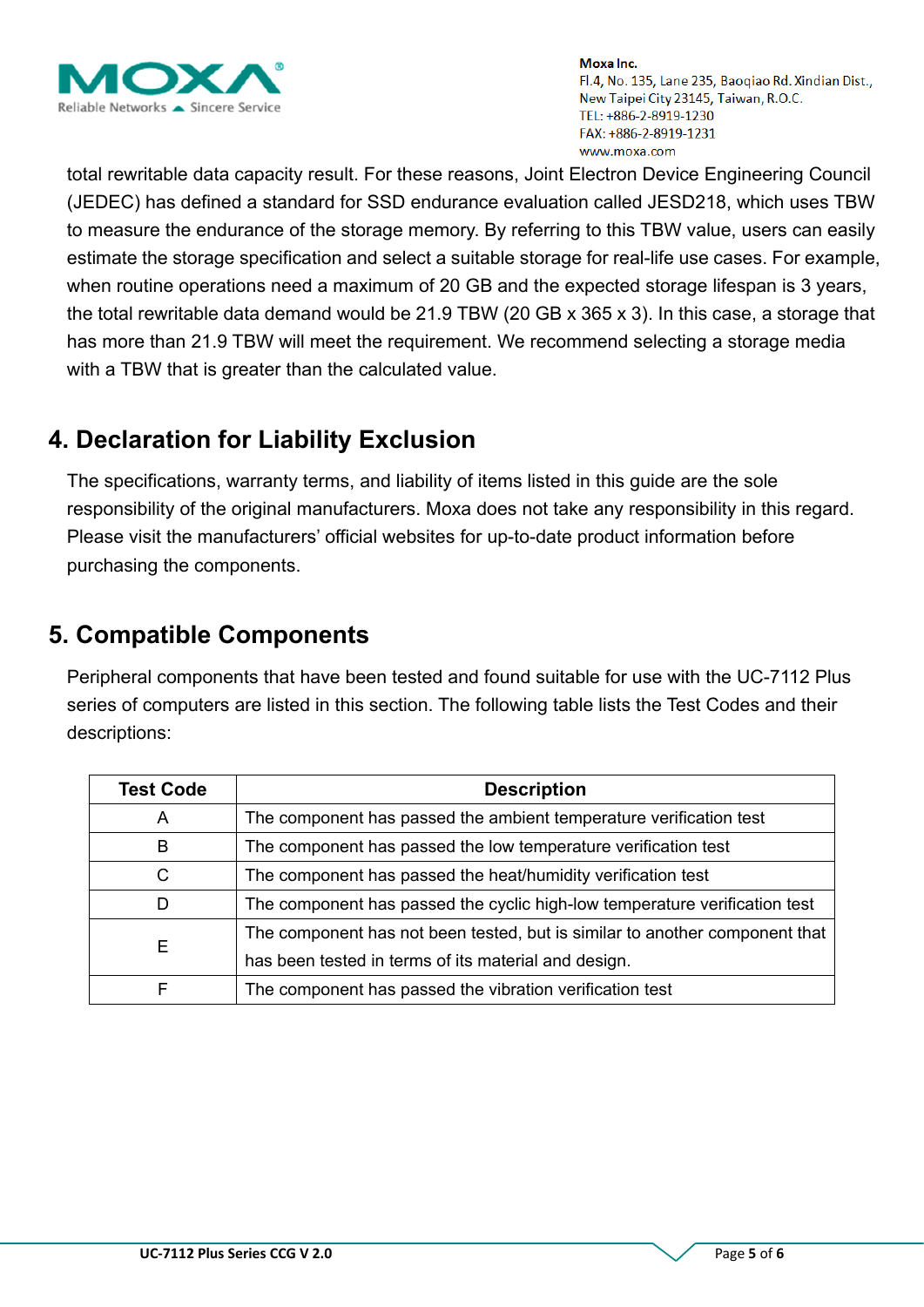total rewritable data capacity result. For these reasons, Joint Electron Device Engineering Council (JEDEC) has defined a standard for SSD endurance evaluation called JESD218, which uses TBW to measure the endurance of the storage memory. By referring to this TBW value, users can easily estimate the storage specification and select a suitable storage for real-life use cases. For example, when routine operations need a maximum of 20 GB and the expected storage lifespan is 3 years, the total rewritable data demand would be 21.9 TBW (20 GB x 365 x 3). In this case, a storage that has more than 21.9 TBW will meet the requirement. We recommend selecting a storage media with a TBW that is greater than the calculated value.

## 4. Declaration for Liability Exclusion

The specifications, warranty terms, and liability of items listed in this guide are the sole responsibility of the original manufacturers. Moxa does not take any responsibility in this regard. Please visit the manufacturers' official websites for up-to-date product information before purchasing the components.

## 5. Compatible Components

Peripheral components that have been tested and found suitable for use with the UC-7112 Plus series of computers are listed in this section. The following table lists the Test Codes and their descriptions:

| Test Code | Description |
| --- | --- |
| A | The component has passed the ambient temperature verification test |
| B | The component has passed the low temperature verification test |
| C | The component has passed the heat/humidity verification test |
| D | The component has passed the cyclic high-low temperature verification test |
| E | The component has not been tested, but is similar to another component that has been tested in terms of its material and design. |
| F | The component has passed the vibration verification test |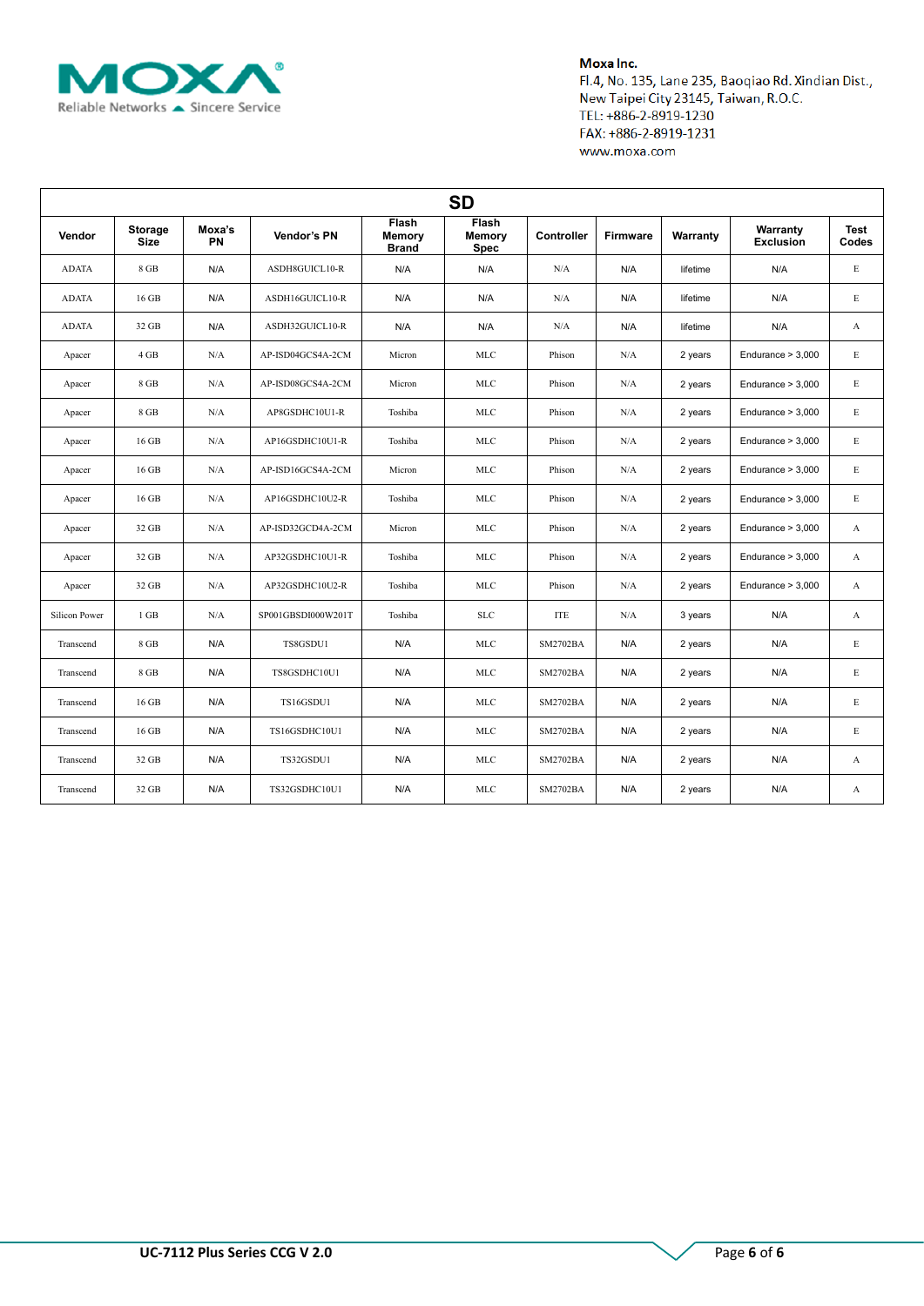**Moxa Inc.**
Fl.4, No. 135, Lane 235, Baoqiao Rd. Xindian Dist.,
New Taipei City 23145, Taiwan, R.O.C.
TEL: +886-2-8919-1230
FAX: +886-2-8919-1231
www.moxa.com

| SD | | | | | | | | | | |
|---|---|---|---|---|---|---|---|---|---|---|
| **Vendor** | **Storage Size** | **Moxa's PN** | **Vendor's PN** | **Flash Memory Brand** | **Flash Memory Spec** | **Controller** | **Firmware** | **Warranty** | **Warranty Exclusion** | **Test Codes** |
| ADATA | 8 GB | N/A | ASDH8GUICL10-R | N/A | N/A | N/A | N/A | lifetime | N/A | E |
| ADATA | 16 GB | N/A | ASDH16GUICL10-R | N/A | N/A | N/A | N/A | lifetime | N/A | E |
| ADATA | 32 GB | N/A | ASDH32GUICL10-R | N/A | N/A | N/A | N/A | lifetime | N/A | A |
| Apacer | 4 GB | N/A | AP-ISD04GCS4A-2CM | Micron | MLC | Phison | N/A | 2 years | Endurance > 3,000 | E |
| Apacer | 8 GB | N/A | AP-ISD08GCS4A-2CM | Micron | MLC | Phison | N/A | 2 years | Endurance > 3,000 | E |
| Apacer | 8 GB | N/A | AP8GSDHC10U1-R | Toshiba | MLC | Phison | N/A | 2 years | Endurance > 3,000 | E |
| Apacer | 16 GB | N/A | AP16GSDHC10U1-R | Toshiba | MLC | Phison | N/A | 2 years | Endurance > 3,000 | E |
| Apacer | 16 GB | N/A | AP-ISD16GCS4A-2CM | Micron | MLC | Phison | N/A | 2 years | Endurance > 3,000 | E |
| Apacer | 16 GB | N/A | AP16GSDHC10U2-R | Toshiba | MLC | Phison | N/A | 2 years | Endurance > 3,000 | E |
| Apacer | 32 GB | N/A | AP-ISD32GCD4A-2CM | Micron | MLC | Phison | N/A | 2 years | Endurance > 3,000 | A |
| Apacer | 32 GB | N/A | AP32GSDHC10U1-R | Toshiba | MLC | Phison | N/A | 2 years | Endurance > 3,000 | A |
| Apacer | 32 GB | N/A | AP32GSDHC10U2-R | Toshiba | MLC | Phison | N/A | 2 years | Endurance > 3,000 | A |
| Silicon Power | 1 GB | N/A | SP001GBSDI000W201T | Toshiba | SLC | ITE | N/A | 3 years | N/A | A |
| Transcend | 8 GB | N/A | TS8GSDU1 | N/A | MLC | SM2702BA | N/A | 2 years | N/A | E |
| Transcend | 8 GB | N/A | TS8GSDHC10U1 | N/A | MLC | SM2702BA | N/A | 2 years | N/A | E |
| Transcend | 16 GB | N/A | TS16GSDU1 | N/A | MLC | SM2702BA | N/A | 2 years | N/A | E |
| Transcend | 16 GB | N/A | TS16GSDHC10U1 | N/A | MLC | SM2702BA | N/A | 2 years | N/A | E |
| Transcend | 32 GB | N/A | TS32GSDU1 | N/A | MLC | SM2702BA | N/A | 2 years | N/A | A |
| Transcend | 32 GB | N/A | TS32GSDHC10U1 | N/A | MLC | SM2702BA | N/A | 2 years | N/A | A |